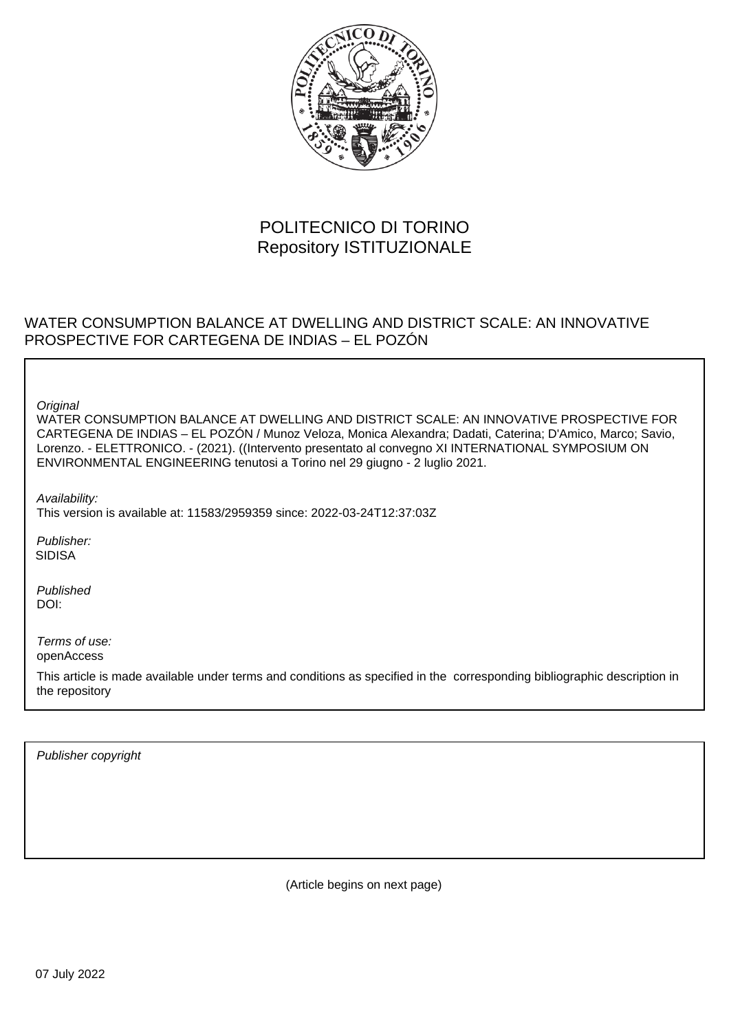POLITECNICO DI TORINO
Repository ISTITUZIONALE

WATER CONSUMPTION BALANCE AT DWELLING AND DISTRICT SCALE: AN INNOVATIVE PROSPECTIVE FOR CARTEGENA DE INDIAS – EL POZÓN

*Original*
WATER CONSUMPTION BALANCE AT DWELLING AND DISTRICT SCALE: AN INNOVATIVE PROSPECTIVE FOR CARTEGENA DE INDIAS – EL POZÓN / Munoz Veloza, Monica Alexandra; Dadati, Caterina; D'Amico, Marco; Savio, Lorenzo. - ELETTRONICO. - (2021). ((Intervento presentato al convegno XI INTERNATIONAL SYMPOSIUM ON ENVIRONMENTAL ENGINEERING tenutosi a Torino nel 29 giugno - 2 luglio 2021.

*Availability:*
This version is available at: 11583/2959359 since: 2022-03-24T12:37:03Z

*Publisher:*
SIDISA

*Published*
DOI:

*Terms of use:*
openAccess

This article is made available under terms and conditions as specified in the corresponding bibliographic description in the repository

*Publisher copyright*

(Article begins on next page)

07 July 2022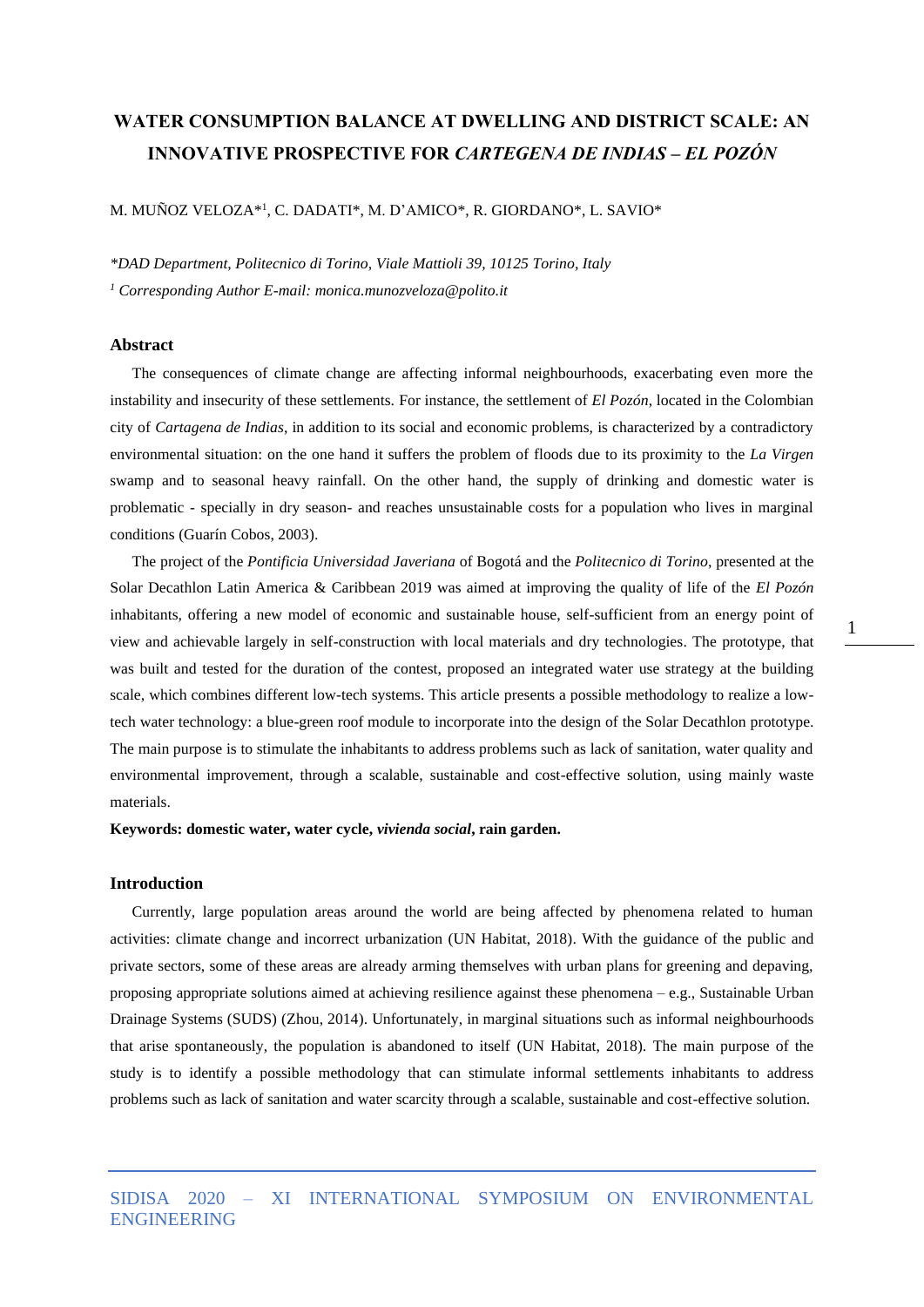# WATER CONSUMPTION BALANCE AT DWELLING AND DISTRICT SCALE: AN INNOVATIVE PROSPECTIVE FOR *CARTEGENA DE INDIAS – EL POZÓN*

M. MUÑOZ VELOZA*[1], C. DADATI*, M. D'AMICO*, R. GIORDANO*, L. SAVIO*

*\*DAD Department, Politecnico di Torino, Viale Mattioli 39, 10125 Torino, Italy*

*[1] Corresponding Author E-mail: monica.munozveloza@polito.it*

## Abstract

The consequences of climate change are affecting informal neighbourhoods, exacerbating even more the instability and insecurity of these settlements. For instance, the settlement of *El Pozón*, located in the Colombian city of *Cartagena de Indias*, in addition to its social and economic problems, is characterized by a contradictory environmental situation: on the one hand it suffers the problem of floods due to its proximity to the *La Virgen* swamp and to seasonal heavy rainfall. On the other hand, the supply of drinking and domestic water is problematic - specially in dry season- and reaches unsustainable costs for a population who lives in marginal conditions (Guarín Cobos, 2003).

The project of the *Pontificia Universidad Javeriana* of Bogotá and the *Politecnico di Torino*, presented at the Solar Decathlon Latin America & Caribbean 2019 was aimed at improving the quality of life of the *El Pozón* inhabitants, offering a new model of economic and sustainable house, self-sufficient from an energy point of view and achievable largely in self-construction with local materials and dry technologies. The prototype, that was built and tested for the duration of the contest, proposed an integrated water use strategy at the building scale, which combines different low-tech systems. This article presents a possible methodology to realize a low-tech water technology: a blue-green roof module to incorporate into the design of the Solar Decathlon prototype. The main purpose is to stimulate the inhabitants to address problems such as lack of sanitation, water quality and environmental improvement, through a scalable, sustainable and cost-effective solution, using mainly waste materials.

**Keywords: domestic water, water cycle, *vivienda social*, rain garden.**

## Introduction

Currently, large population areas around the world are being affected by phenomena related to human activities: climate change and incorrect urbanization (UN Habitat, 2018). With the guidance of the public and private sectors, some of these areas are already arming themselves with urban plans for greening and depaving, proposing appropriate solutions aimed at achieving resilience against these phenomena – e.g., Sustainable Urban Drainage Systems (SUDS) (Zhou, 2014). Unfortunately, in marginal situations such as informal neighbourhoods that arise spontaneously, the population is abandoned to itself (UN Habitat, 2018). The main purpose of the study is to identify a possible methodology that can stimulate informal settlements inhabitants to address problems such as lack of sanitation and water scarcity through a scalable, sustainable and cost-effective solution.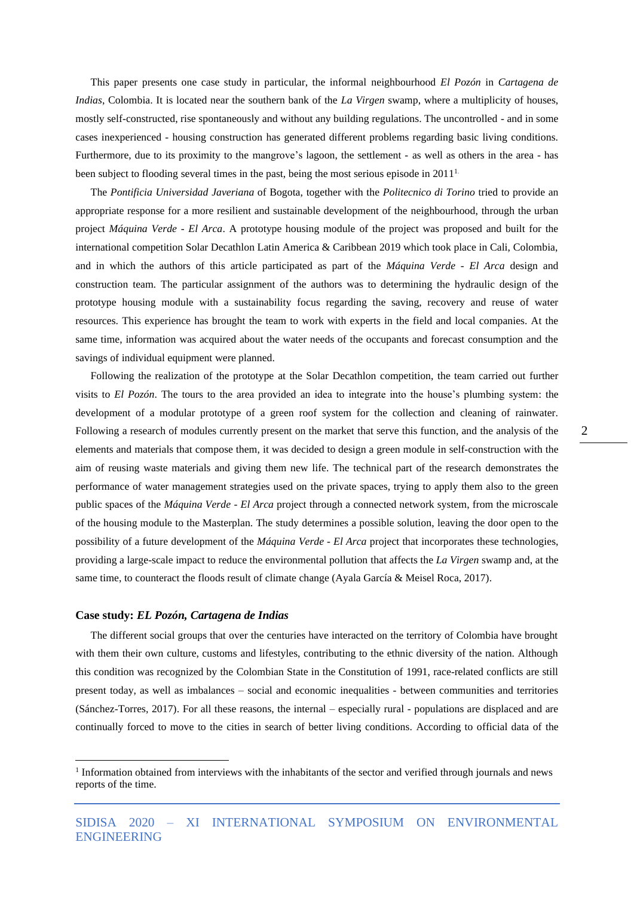This paper presents one case study in particular, the informal neighbourhood *El Pozón* in *Cartagena de Indias*, Colombia. It is located near the southern bank of the *La Virgen* swamp, where a multiplicity of houses, mostly self-constructed, rise spontaneously and without any building regulations. The uncontrolled - and in some cases inexperienced - housing construction has generated different problems regarding basic living conditions. Furthermore, due to its proximity to the mangrove's lagoon, the settlement - as well as others in the area - has been subject to flooding several times in the past, being the most serious episode in 2011[1].

The *Pontificia Universidad Javeriana* of Bogota, together with the *Politecnico di Torino* tried to provide an appropriate response for a more resilient and sustainable development of the neighbourhood, through the urban project *Máquina Verde - El Arca*. A prototype housing module of the project was proposed and built for the international competition Solar Decathlon Latin America & Caribbean 2019 which took place in Cali, Colombia, and in which the authors of this article participated as part of the *Máquina Verde - El Arca* design and construction team. The particular assignment of the authors was to determining the hydraulic design of the prototype housing module with a sustainability focus regarding the saving, recovery and reuse of water resources. This experience has brought the team to work with experts in the field and local companies. At the same time, information was acquired about the water needs of the occupants and forecast consumption and the savings of individual equipment were planned.

Following the realization of the prototype at the Solar Decathlon competition, the team carried out further visits to *El Pozón*. The tours to the area provided an idea to integrate into the house's plumbing system: the development of a modular prototype of a green roof system for the collection and cleaning of rainwater. Following a research of modules currently present on the market that serve this function, and the analysis of the elements and materials that compose them, it was decided to design a green module in self-construction with the aim of reusing waste materials and giving them new life. The technical part of the research demonstrates the performance of water management strategies used on the private spaces, trying to apply them also to the green public spaces of the *Máquina Verde - El Arca* project through a connected network system, from the microscale of the housing module to the Masterplan. The study determines a possible solution, leaving the door open to the possibility of a future development of the *Máquina Verde - El Arca* project that incorporates these technologies, providing a large-scale impact to reduce the environmental pollution that affects the *La Virgen* swamp and, at the same time, to counteract the floods result of climate change (Ayala García & Meisel Roca, 2017).

### Case study: *EL Pozón, Cartagena de Indias*

The different social groups that over the centuries have interacted on the territory of Colombia have brought with them their own culture, customs and lifestyles, contributing to the ethnic diversity of the nation. Although this condition was recognized by the Colombian State in the Constitution of 1991, race-related conflicts are still present today, as well as imbalances – social and economic inequalities - between communities and territories (Sánchez-Torres, 2017). For all these reasons, the internal – especially rural - populations are displaced and are continually forced to move to the cities in search of better living conditions. According to official data of the

[1] Information obtained from interviews with the inhabitants of the sector and verified through journals and news reports of the time.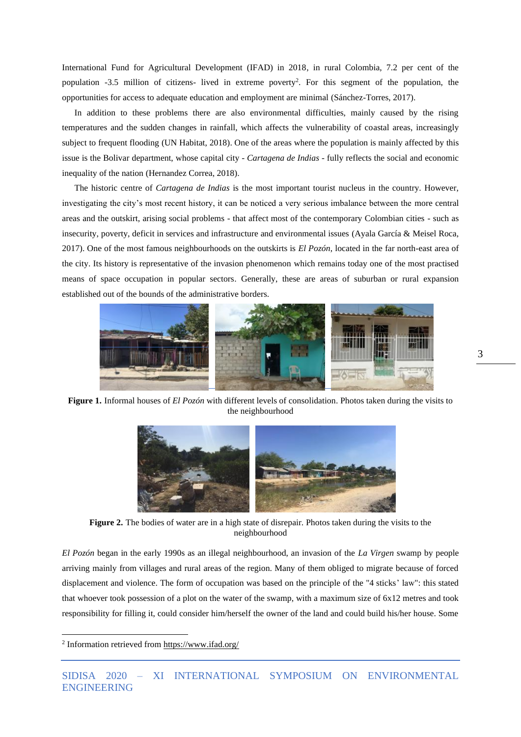International Fund for Agricultural Development (IFAD) in 2018, in rural Colombia, 7.2 per cent of the population -3.5 million of citizens- lived in extreme poverty[2]. For this segment of the population, the opportunities for access to adequate education and employment are minimal (Sánchez-Torres, 2017).

In addition to these problems there are also environmental difficulties, mainly caused by the rising temperatures and the sudden changes in rainfall, which affects the vulnerability of coastal areas, increasingly subject to frequent flooding (UN Habitat, 2018). One of the areas where the population is mainly affected by this issue is the Bolivar department, whose capital city - *Cartagena de Indias* - fully reflects the social and economic inequality of the nation (Hernandez Correa, 2018).

The historic centre of *Cartagena de Indias* is the most important tourist nucleus in the country. However, investigating the city's most recent history, it can be noticed a very serious imbalance between the more central areas and the outskirt, arising social problems - that affect most of the contemporary Colombian cities - such as insecurity, poverty, deficit in services and infrastructure and environmental issues (Ayala García & Meisel Roca, 2017). One of the most famous neighbourhoods on the outskirts is *El Pozón*, located in the far north-east area of the city. Its history is representative of the invasion phenomenon which remains today one of the most practised means of space occupation in popular sectors. Generally, these are areas of suburban or rural expansion established out of the bounds of the administrative borders.

**Figure 1.** Informal houses of *El Pozón* with different levels of consolidation. Photos taken during the visits to the neighbourhood

**Figure 2.** The bodies of water are in a high state of disrepair. Photos taken during the visits to the neighbourhood

*El Pozón* began in the early 1990s as an illegal neighbourhood, an invasion of the *La Virgen* swamp by people arriving mainly from villages and rural areas of the region. Many of them obliged to migrate because of forced displacement and violence. The form of occupation was based on the principle of the "4 sticks' law": this stated that whoever took possession of a plot on the water of the swamp, with a maximum size of 6x12 metres and took responsibility for filling it, could consider him/herself the owner of the land and could build his/her house. Some

[2] Information retrieved from https://www.ifad.org/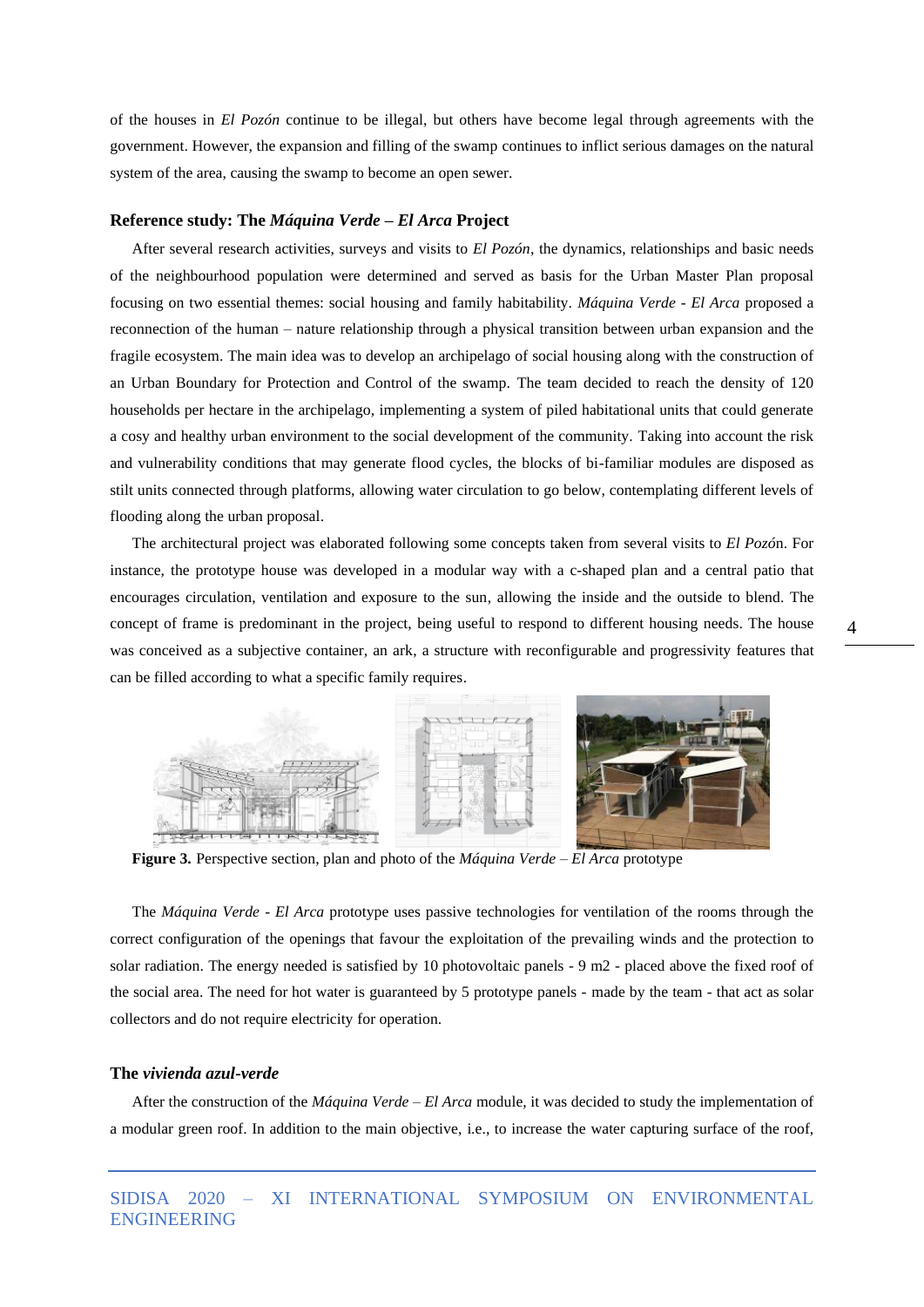of the houses in *El Pozón* continue to be illegal, but others have become legal through agreements with the government. However, the expansion and filling of the swamp continues to inflict serious damages on the natural system of the area, causing the swamp to become an open sewer.

### Reference study: The *Máquina Verde – El Arca* Project

After several research activities, surveys and visits to *El Pozón*, the dynamics, relationships and basic needs of the neighbourhood population were determined and served as basis for the Urban Master Plan proposal focusing on two essential themes: social housing and family habitability. *Máquina Verde - El Arca* proposed a reconnection of the human – nature relationship through a physical transition between urban expansion and the fragile ecosystem. The main idea was to develop an archipelago of social housing along with the construction of an Urban Boundary for Protection and Control of the swamp. The team decided to reach the density of 120 households per hectare in the archipelago, implementing a system of piled habitational units that could generate a cosy and healthy urban environment to the social development of the community. Taking into account the risk and vulnerability conditions that may generate flood cycles, the blocks of bi-familiar modules are disposed as stilt units connected through platforms, allowing water circulation to go below, contemplating different levels of flooding along the urban proposal.

The architectural project was elaborated following some concepts taken from several visits to *El Pozó*n. For instance, the prototype house was developed in a modular way with a c-shaped plan and a central patio that encourages circulation, ventilation and exposure to the sun, allowing the inside and the outside to blend. The concept of frame is predominant in the project, being useful to respond to different housing needs. The house was conceived as a subjective container, an ark, a structure with reconfigurable and progressivity features that can be filled according to what a specific family requires.

**Figure 3.** Perspective section, plan and photo of the *Máquina Verde – El Arca* prototype

The *Máquina Verde - El Arca* prototype uses passive technologies for ventilation of the rooms through the correct configuration of the openings that favour the exploitation of the prevailing winds and the protection to solar radiation. The energy needed is satisfied by 10 photovoltaic panels - 9 m2 - placed above the fixed roof of the social area. The need for hot water is guaranteed by 5 prototype panels - made by the team - that act as solar collectors and do not require electricity for operation.

### The *vivienda azul-verde*

After the construction of the *Máquina Verde – El Arca* module, it was decided to study the implementation of a modular green roof. In addition to the main objective, i.e., to increase the water capturing surface of the roof,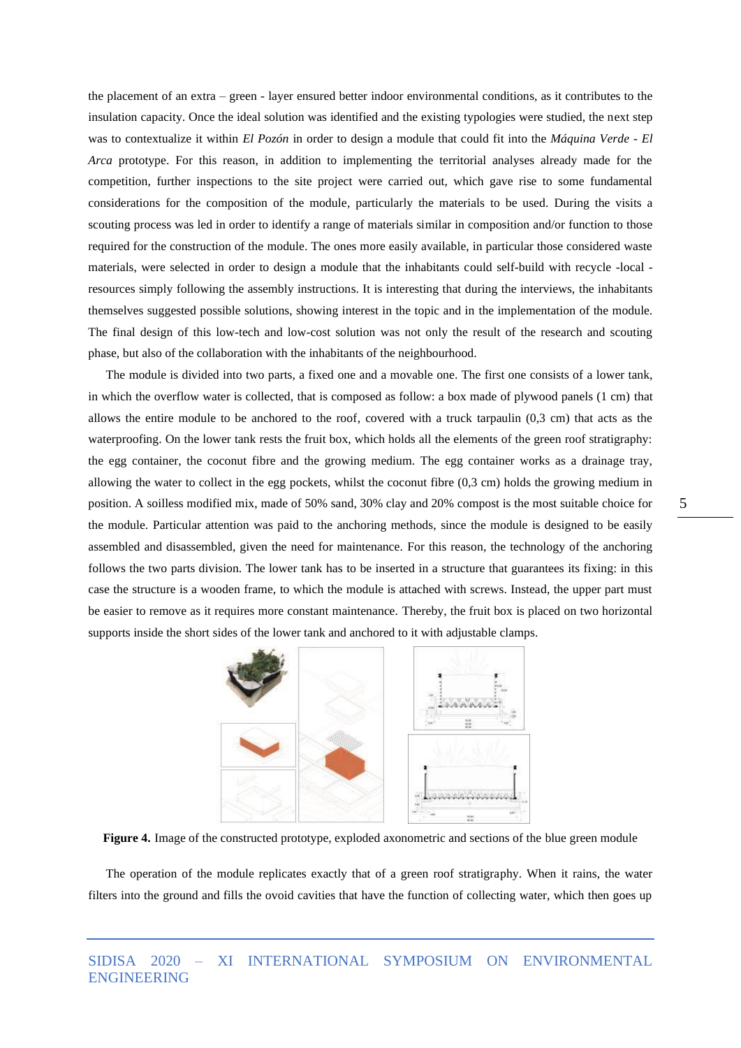the placement of an extra – green - layer ensured better indoor environmental conditions, as it contributes to the insulation capacity. Once the ideal solution was identified and the existing typologies were studied, the next step was to contextualize it within *El Pozón* in order to design a module that could fit into the *Máquina Verde - El Arca* prototype. For this reason, in addition to implementing the territorial analyses already made for the competition, further inspections to the site project were carried out, which gave rise to some fundamental considerations for the composition of the module, particularly the materials to be used. During the visits a scouting process was led in order to identify a range of materials similar in composition and/or function to those required for the construction of the module. The ones more easily available, in particular those considered waste materials, were selected in order to design a module that the inhabitants could self-build with recycle -local - resources simply following the assembly instructions. It is interesting that during the interviews, the inhabitants themselves suggested possible solutions, showing interest in the topic and in the implementation of the module. The final design of this low-tech and low-cost solution was not only the result of the research and scouting phase, but also of the collaboration with the inhabitants of the neighbourhood.

The module is divided into two parts, a fixed one and a movable one. The first one consists of a lower tank, in which the overflow water is collected, that is composed as follow: a box made of plywood panels (1 cm) that allows the entire module to be anchored to the roof, covered with a truck tarpaulin (0,3 cm) that acts as the waterproofing. On the lower tank rests the fruit box, which holds all the elements of the green roof stratigraphy: the egg container, the coconut fibre and the growing medium. The egg container works as a drainage tray, allowing the water to collect in the egg pockets, whilst the coconut fibre (0,3 cm) holds the growing medium in position. A soilless modified mix, made of 50% sand, 30% clay and 20% compost is the most suitable choice for the module. Particular attention was paid to the anchoring methods, since the module is designed to be easily assembled and disassembled, given the need for maintenance. For this reason, the technology of the anchoring follows the two parts division. The lower tank has to be inserted in a structure that guarantees its fixing: in this case the structure is a wooden frame, to which the module is attached with screws. Instead, the upper part must be easier to remove as it requires more constant maintenance. Thereby, the fruit box is placed on two horizontal supports inside the short sides of the lower tank and anchored to it with adjustable clamps.

**Figure 4.** Image of the constructed prototype, exploded axonometric and sections of the blue green module

The operation of the module replicates exactly that of a green roof stratigraphy. When it rains, the water filters into the ground and fills the ovoid cavities that have the function of collecting water, which then goes up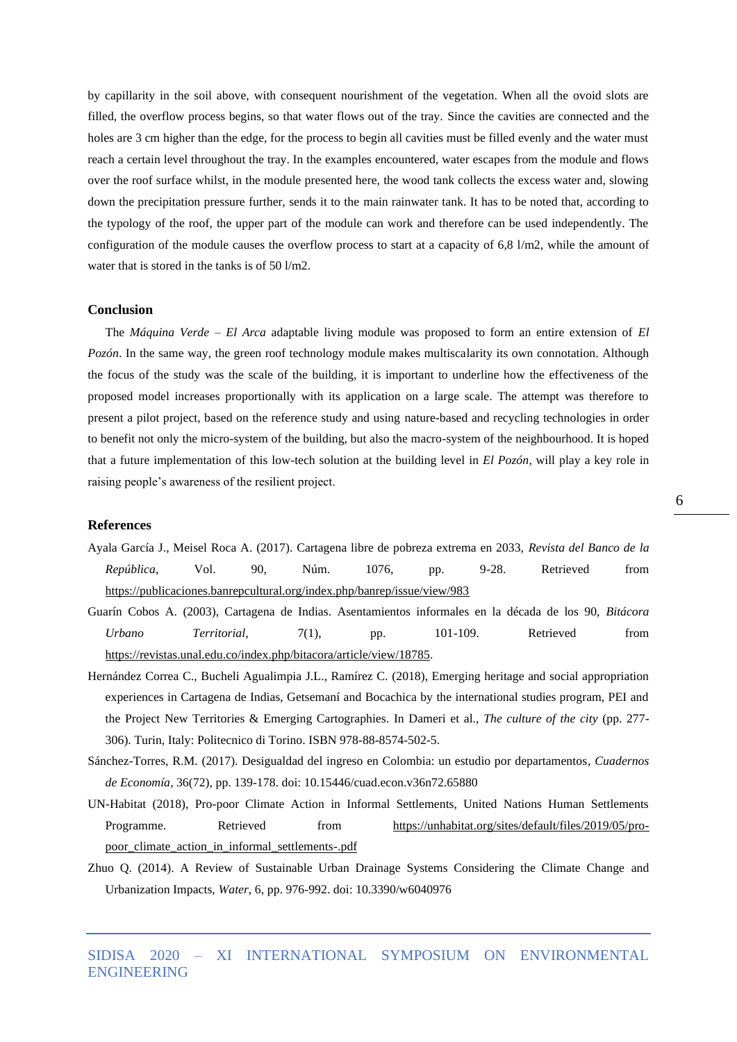by capillarity in the soil above, with consequent nourishment of the vegetation. When all the ovoid slots are filled, the overflow process begins, so that water flows out of the tray. Since the cavities are connected and the holes are 3 cm higher than the edge, for the process to begin all cavities must be filled evenly and the water must reach a certain level throughout the tray. In the examples encountered, water escapes from the module and flows over the roof surface whilst, in the module presented here, the wood tank collects the excess water and, slowing down the precipitation pressure further, sends it to the main rainwater tank. It has to be noted that, according to the typology of the roof, the upper part of the module can work and therefore can be used independently. The configuration of the module causes the overflow process to start at a capacity of 6,8 l/m2, while the amount of water that is stored in the tanks is of 50 l/m2.

## Conclusion

The *Máquina Verde – El Arca* adaptable living module was proposed to form an entire extension of *El Pozón*. In the same way, the green roof technology module makes multiscalarity its own connotation. Although the focus of the study was the scale of the building, it is important to underline how the effectiveness of the proposed model increases proportionally with its application on a large scale. The attempt was therefore to present a pilot project, based on the reference study and using nature-based and recycling technologies in order to benefit not only the micro-system of the building, but also the macro-system of the neighbourhood. It is hoped that a future implementation of this low-tech solution at the building level in *El Pozón*, will play a key role in raising people's awareness of the resilient project.

## References

Ayala García J., Meisel Roca A. (2017). Cartagena libre de pobreza extrema en 2033, *Revista del Banco de la República*, Vol. 90, Núm. 1076, pp. 9-28. Retrieved from https://publicaciones.banrepcultural.org/index.php/banrep/issue/view/983

Guarín Cobos A. (2003), Cartagena de Indias. Asentamientos informales en la década de los 90, *Bitácora Urbano Territorial*, 7(1), pp. 101-109. Retrieved from https://revistas.unal.edu.co/index.php/bitacora/article/view/18785.

Hernández Correa C., Bucheli Agualimpia J.L., Ramírez C. (2018), Emerging heritage and social appropriation experiences in Cartagena de Indias, Getsemaní and Bocachica by the international studies program, PEI and the Project New Territories & Emerging Cartographies. In Dameri et al., *The culture of the city* (pp. 277-306). Turin, Italy: Politecnico di Torino. ISBN 978-88-8574-502-5.

Sánchez-Torres, R.M. (2017). Desigualdad del ingreso en Colombia: un estudio por departamentos, *Cuadernos de Economía*, 36(72), pp. 139-178. doi: 10.15446/cuad.econ.v36n72.65880

UN-Habitat (2018), Pro-poor Climate Action in Informal Settlements, United Nations Human Settlements Programme. Retrieved from https://unhabitat.org/sites/default/files/2019/05/pro-poor_climate_action_in_informal_settlements-.pdf

Zhuo Q. (2014). A Review of Sustainable Urban Drainage Systems Considering the Climate Change and Urbanization Impacts, *Water*, 6, pp. 976-992. doi: 10.3390/w6040976